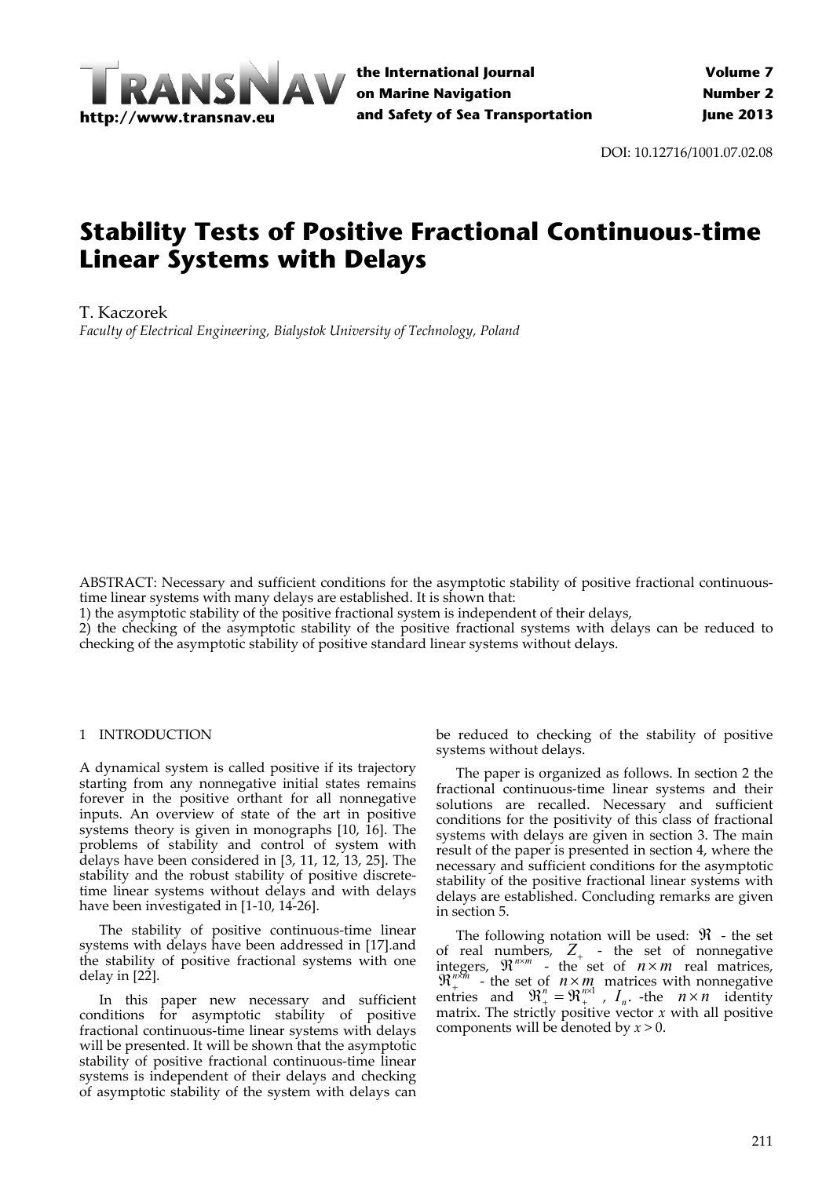DOI: 10.12716/1001.07.02.08

# Stability Tests of Positive Fractional Continuous-time Linear Systems with Delays

T. Kaczorek

*Faculty of Electrical Engineering, Bialystok University of Technology, Poland*

ABSTRACT: Necessary and sufficient conditions for the asymptotic stability of positive fractional continuous-time linear systems with many delays are established. It is shown that:

1) the asymptotic stability of the positive fractional system is independent of their delays,

2) the checking of the asymptotic stability of the positive fractional systems with delays can be reduced to checking of the asymptotic stability of positive standard linear systems without delays.

## 1 INTRODUCTION

A dynamical system is called positive if its trajectory starting from any nonnegative initial states remains forever in the positive orthant for all nonnegative inputs. An overview of state of the art in positive systems theory is given in monographs [10, 16]. The problems of stability and control of system with delays have been considered in [3, 11, 12, 13, 25]. The stability and the robust stability of positive discrete-time linear systems without delays and with delays have been investigated in [1-10, 14-26].

The stability of positive continuous-time linear systems with delays have been addressed in [17].and the stability of positive fractional systems with one delay in [22].

In this paper new necessary and sufficient conditions for asymptotic stability of positive fractional continuous-time linear systems with delays will be presented. It will be shown that the asymptotic stability of positive fractional continuous-time linear systems is independent of their delays and checking of asymptotic stability of the system with delays can be reduced to checking of the stability of positive systems without delays.

The paper is organized as follows. In section 2 the fractional continuous-time linear systems and their solutions are recalled. Necessary and sufficient conditions for the positivity of this class of fractional systems with delays are given in section 3. The main result of the paper is presented in section 4, where the necessary and sufficient conditions for the asymptotic stability of the positive fractional linear systems with delays are established. Concluding remarks are given in section 5.

The following notation will be used: $\Re$ - the set of real numbers, $Z_+$ - the set of nonnegative integers, $\Re^{n\times m}$ - the set of $n\times m$ real matrices, $\Re_+^{n\times m}$ - the set of $n\times m$ matrices with nonnegative entries and $\Re_+^n = \Re_+^{n\times 1}$, $I_n$. -the $n\times n$ identity matrix. The strictly positive vector $x$ with all positive components will be denoted by $x > 0$.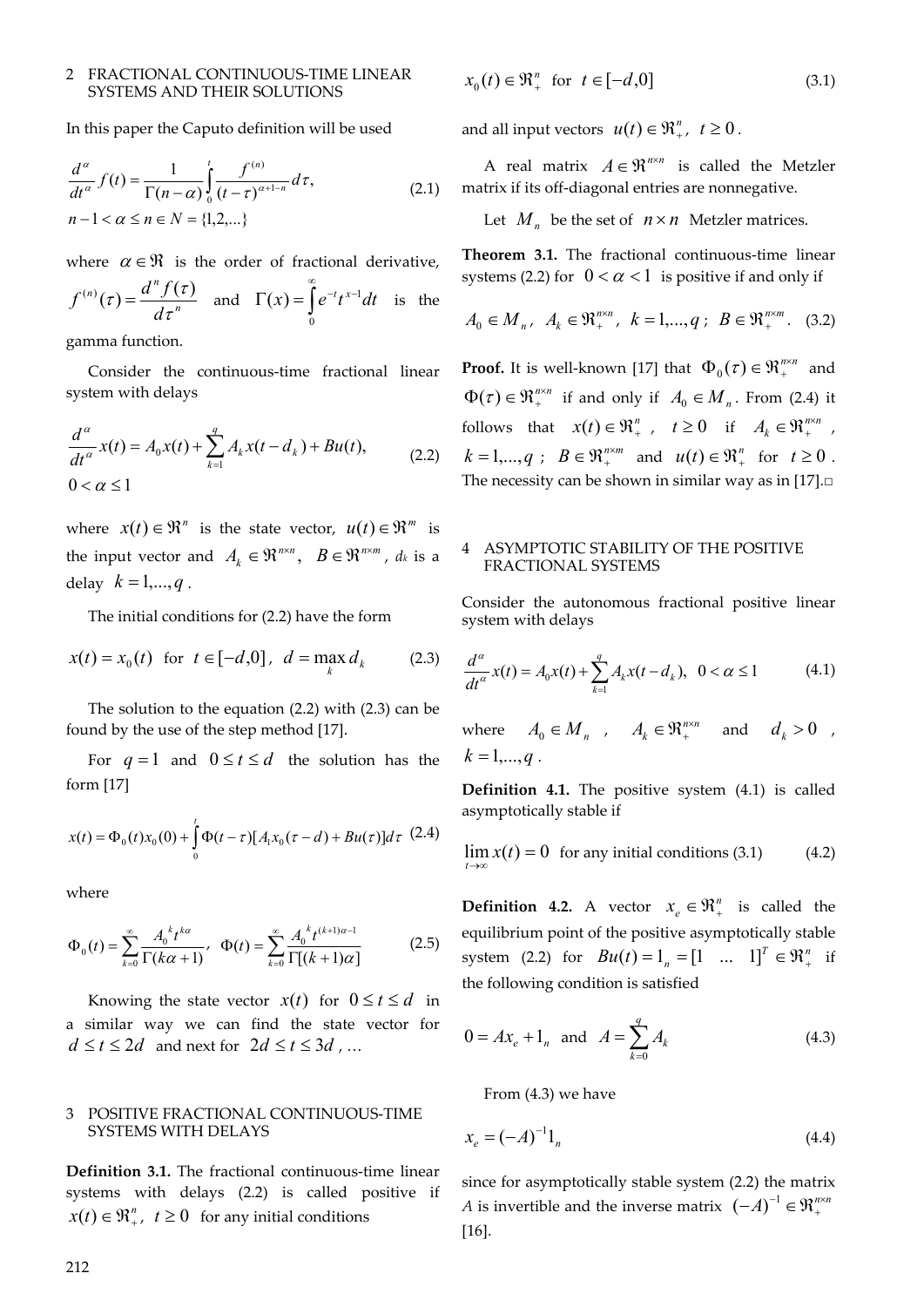## 2 FRACTIONAL CONTINUOUS-TIME LINEAR SYSTEMS AND THEIR SOLUTIONS

In this paper the Caputo definition will be used

$$\frac{d^\alpha}{dt^\alpha} f(t) = \frac{1}{\Gamma(n-\alpha)} \int_0^t \frac{f^{(n)}}{(t-\tau)^{\alpha+1-n}} d\tau, \quad n-1 < \alpha \le n \in N = \{1,2,...\} \tag{2.1}$$

where $\alpha \in \Re$ is the order of fractional derivative, $f^{(n)}(\tau) = \frac{d^n f(\tau)}{d\tau^n}$ and $\Gamma(x) = \int_0^\infty e^{-t} t^{x-1} dt$ is the gamma function.

Consider the continuous-time fractional linear system with delays

$$\frac{d^\alpha}{dt^\alpha} x(t) = A_0 x(t) + \sum_{k=1}^{q} A_k x(t-d_k) + Bu(t), \quad 0 < \alpha \le 1 \tag{2.2}$$

where $x(t) \in \Re^n$ is the state vector, $u(t) \in \Re^m$ is the input vector and $A_k \in \Re^{n \times n}$, $B \in \Re^{n \times m}$, $d_k$ is a delay $k = 1,...,q$.

The initial conditions for (2.2) have the form

$$x(t) = x_0(t) \ \text{ for } \ t \in [-d,0], \ d = \max_k d_k \tag{2.3}$$

The solution to the equation (2.2) with (2.3) can be found by the use of the step method [17].

For $q = 1$ and $0 \le t \le d$ the solution has the form [17]

$$x(t) = \Phi_0(t) x_0(0) + \int_0^t \Phi(t-\tau)[A_1 x_0(\tau - d) + Bu(\tau)] d\tau \tag{2.4}$$

where

$$\Phi_0(t) = \sum_{k=0}^{\infty} \frac{A_0^k t^{k\alpha}}{\Gamma(k\alpha+1)}, \quad \Phi(t) = \sum_{k=0}^{\infty} \frac{A_0^k t^{(k+1)\alpha-1}}{\Gamma[(k+1)\alpha]} \tag{2.5}$$

Knowing the state vector $x(t)$ for $0 \le t \le d$ in a similar way we can find the state vector for $d \le t \le 2d$ and next for $2d \le t \le 3d$, …

## 3 POSITIVE FRACTIONAL CONTINUOUS-TIME SYSTEMS WITH DELAYS

**Definition 3.1.** The fractional continuous-time linear systems with delays (2.2) is called positive if $x(t) \in \Re_+^n$, $t \ge 0$ for any initial conditions

$$x_0(t) \in \Re_+^n \ \text{ for } \ t \in [-d,0] \tag{3.1}$$

and all input vectors $u(t) \in \Re_+^n$, $t \ge 0$.

A real matrix $A \in \Re^{n \times n}$ is called the Metzler matrix if its off-diagonal entries are nonnegative.

Let $M_n$ be the set of $n \times n$ Metzler matrices.

**Theorem 3.1.** The fractional continuous-time linear systems (2.2) for $0 < \alpha < 1$ is positive if and only if

$$A_0 \in M_n, \ A_k \in \Re_+^{n \times n}, \ k = 1,...,q; \ B \in \Re_+^{n \times m}. \tag{3.2}$$

**Proof.** It is well-known [17] that $\Phi_0(\tau) \in \Re_+^{n \times n}$ and $\Phi(\tau) \in \Re_+^{n \times n}$ if and only if $A_0 \in M_n$. From (2.4) it follows that $x(t) \in \Re_+^n$, $t \ge 0$ if $A_k \in \Re_+^{n \times n}$, $k = 1,...,q$; $B \in \Re_+^{n \times m}$ and $u(t) \in \Re_+^n$ for $t \ge 0$. The necessity can be shown in similar way as in [17].□

## 4 ASYMPTOTIC STABILITY OF THE POSITIVE FRACTIONAL SYSTEMS

Consider the autonomous fractional positive linear system with delays

$$\frac{d^\alpha}{dt^\alpha} x(t) = A_0 x(t) + \sum_{k=1}^{q} A_k x(t-d_k), \quad 0 < \alpha \le 1 \tag{4.1}$$

where $A_0 \in M_n$, $A_k \in \Re_+^{n \times n}$ and $d_k > 0$, $k = 1,...,q$.

**Definition 4.1.** The positive system (4.1) is called asymptotically stable if

$$\lim_{t \to \infty} x(t) = 0 \ \text{ for any initial conditions (3.1)} \tag{4.2}$$

**Definition 4.2.** A vector $x_e \in \Re_+^n$ is called the equilibrium point of the positive asymptotically stable system (2.2) for $Bu(t) = 1_n = [1 \ \ldots \ 1]^T \in \Re_+^n$ if the following condition is satisfied

$$0 = Ax_e + 1_n \ \text{ and } \ A = \sum_{k=0}^{q} A_k \tag{4.3}$$

From (4.3) we have

$$x_e = (-A)^{-1} 1_n \tag{4.4}$$

since for asymptotically stable system (2.2) the matrix $A$ is invertible and the inverse matrix $(-A)^{-1} \in \Re_+^{n \times n}$ [16].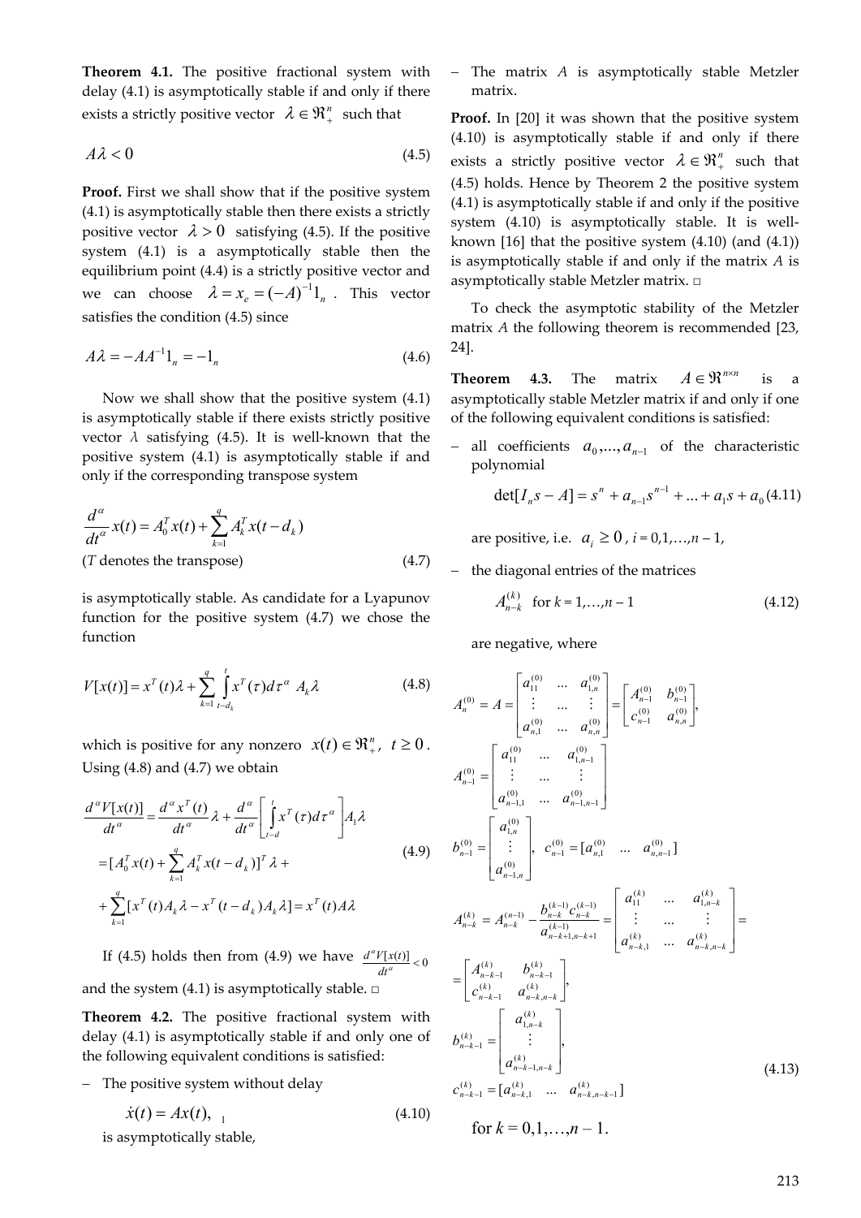**Theorem 4.1.** The positive fractional system with delay (4.1) is asymptotically stable if and only if there exists a strictly positive vector $\lambda \in \Re_+^n$ such that

$$A\lambda < 0 \tag{4.5}$$

**Proof.** First we shall show that if the positive system (4.1) is asymptotically stable then there exists a strictly positive vector $\lambda > 0$ satisfying (4.5). If the positive system (4.1) is a asymptotically stable then the equilibrium point (4.4) is a strictly positive vector and we can choose $\lambda = x_e = (-A)^{-1}1_n$. This vector satisfies the condition (4.5) since

$$A\lambda = -AA^{-1}1_n = -1_n \tag{4.6}$$

Now we shall show that the positive system (4.1) is asymptotically stable if there exists strictly positive vector $\lambda$ satisfying (4.5). It is well-known that the positive system (4.1) is asymptotically stable if and only if the corresponding transpose system

$$\frac{d^\alpha}{dt^\alpha}x(t) = A_0^T x(t) + \sum_{k=1}^{q} A_k^T x(t-d_k)$$

($T$ denotes the transpose) (4.7)

is asymptotically stable. As candidate for a Lyapunov function for the positive system (4.7) we chose the function

$$V[x(t)] = x^T(t)\lambda + \sum_{k=1}^{q}\int_{t-d_k}^{t} x^T(\tau)d\tau^\alpha \ A_k\lambda \tag{4.8}$$

which is positive for any nonzero $x(t) \in \Re_+^n,\ t \geq 0$. Using (4.8) and (4.7) we obtain

$$\begin{aligned}
\frac{d^\alpha V[x(t)]}{dt^\alpha} &= \frac{d^\alpha x^T(t)}{dt^\alpha}\lambda + \frac{d^\alpha}{dt^\alpha}\left[\int_{t-d}^{t} x^T(\tau)d\tau^\alpha\right]A_1\lambda \\
&= [A_0^T x(t) + \sum_{k=1}^{q} A_k^T x(t-d_k)]^T\lambda + \\
&+ \sum_{k=1}^{q}[x^T(t)A_k\lambda - x^T(t-d_k)A_k\lambda] = x^T(t)A\lambda
\end{aligned} \tag{4.9}$$

If (4.5) holds then from (4.9) we have $\frac{d^\alpha V[x(t)]}{dt^\alpha} < 0$ and the system (4.1) is asymptotically stable. □

**Theorem 4.2.** The positive fractional system with delay (4.1) is asymptotically stable if and only one of the following equivalent conditions is satisfied:

- The positive system without delay

  $$\dot{x}(t) = Ax(t), \tag{4.10}$$

  is asymptotically stable,
- The matrix $A$ is asymptotically stable Metzler matrix.

**Proof.** In [20] it was shown that the positive system (4.10) is asymptotically stable if and only if there exists a strictly positive vector $\lambda \in \Re_+^n$ such that (4.5) holds. Hence by Theorem 2 the positive system (4.1) is asymptotically stable if and only if the positive system (4.10) is asymptotically stable. It is well-known [16] that the positive system (4.10) (and (4.1)) is asymptotically stable if and only if the matrix $A$ is asymptotically stable Metzler matrix. □

To check the asymptotic stability of the Metzler matrix $A$ the following theorem is recommended [23, 24].

**Theorem 4.3.** The matrix $A \in \Re^{n\times n}$ is a asymptotically stable Metzler matrix if and only if one of the following equivalent conditions is satisfied:

- all coefficients $a_0,\ldots,a_{n-1}$ of the characteristic polynomial

  $$\det[I_n s - A] = s^n + a_{n-1}s^{n-1} + \ldots + a_1 s + a_0 \tag{4.11}$$

  are positive, i.e. $a_i \geq 0$, $i = 0,1,\ldots,n-1$,
- the diagonal entries of the matrices

  $$A_{n-k}^{(k)} \quad \text{for } k = 1,\ldots,n-1 \tag{4.12}$$

  are negative, where

$$A_n^{(0)} = A = \begin{bmatrix} a_{11}^{(0)} & \ldots & a_{1,n}^{(0)} \\ \vdots & \ldots & \vdots \\ a_{n,1}^{(0)} & \ldots & a_{n,n}^{(0)} \end{bmatrix} = \begin{bmatrix} A_{n-1}^{(0)} & b_{n-1}^{(0)} \\ c_{n-1}^{(0)} & a_{n,n}^{(0)} \end{bmatrix},$$

$$A_{n-1}^{(0)} = \begin{bmatrix} a_{11}^{(0)} & \ldots & a_{1,n-1}^{(0)} \\ \vdots & \ldots & \vdots \\ a_{n-1,1}^{(0)} & \ldots & a_{n-1,n-1}^{(0)} \end{bmatrix}$$

$$b_{n-1}^{(0)} = \begin{bmatrix} a_{1,n}^{(0)} \\ \vdots \\ a_{n-1,n}^{(0)} \end{bmatrix}, \quad c_{n-1}^{(0)} = [a_{n,1}^{(0)} \ \ldots \ a_{n,n-1}^{(0)}]$$

$$A_{n-k}^{(k)} = A_{n-k}^{(n-1)} - \frac{b_{n-k}^{(k-1)}c_{n-k}^{(k-1)}}{a_{n-k+1,n-k+1}^{(k-1)}} = \begin{bmatrix} a_{11}^{(k)} & \ldots & a_{1,n-k}^{(k)} \\ \vdots & \ldots & \vdots \\ a_{n-k,1}^{(k)} & \ldots & a_{n-k,n-k}^{(k)} \end{bmatrix} =$$

$$= \begin{bmatrix} A_{n-k-1}^{(k)} & b_{n-k-1}^{(k)} \\ c_{n-k-1}^{(k)} & a_{n-k,n-k}^{(k)} \end{bmatrix},$$

$$b_{n-k-1}^{(k)} = \begin{bmatrix} a_{1,n-k}^{(k)} \\ \vdots \\ a_{n-k-1,n-k}^{(k)} \end{bmatrix},$$

$$c_{n-k-1}^{(k)} = [a_{n-k,1}^{(k)} \ \ldots \ a_{n-k,n-k-1}^{(k)}] \tag{4.13}$$

for $k = 0,1,\ldots,n-1$.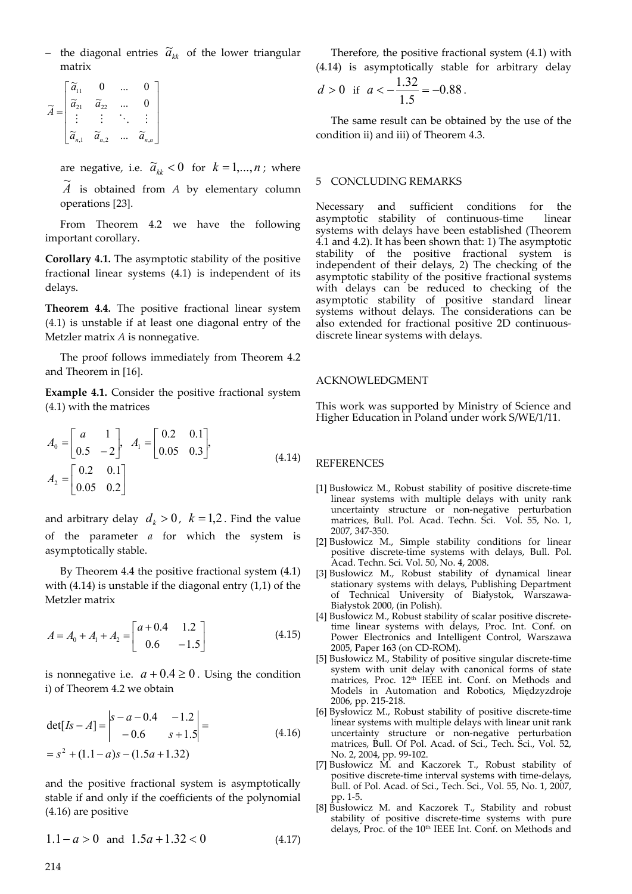– the diagonal entries $\widetilde{a}_{kk}$ of the lower triangular matrix

$$\widetilde{A} = \begin{bmatrix} \widetilde{a}_{11} & 0 & \dots & 0 \\ \widetilde{a}_{21} & \widetilde{a}_{22} & \dots & 0 \\ \vdots & \vdots & \ddots & \vdots \\ \widetilde{a}_{n,1} & \widetilde{a}_{n,2} & \dots & \widetilde{a}_{n,n} \end{bmatrix}$$

are negative, i.e. $\widetilde{a}_{kk} < 0$ for $k = 1,\dots,n$; where $\widetilde{A}$ is obtained from $A$ by elementary column operations [23].

From Theorem 4.2 we have the following important corollary.

**Corollary 4.1.** The asymptotic stability of the positive fractional linear systems (4.1) is independent of its delays.

**Theorem 4.4.** The positive fractional linear system (4.1) is unstable if at least one diagonal entry of the Metzler matrix $A$ is nonnegative.

The proof follows immediately from Theorem 4.2 and Theorem in [16].

**Example 4.1.** Consider the positive fractional system (4.1) with the matrices

$$A_0 = \begin{bmatrix} a & 1 \\ 0.5 & -2 \end{bmatrix}, \quad A_1 = \begin{bmatrix} 0.2 & 0.1 \\ 0.05 & 0.3 \end{bmatrix}, \quad A_2 = \begin{bmatrix} 0.2 & 0.1 \\ 0.05 & 0.2 \end{bmatrix} \tag{4.14}$$

and arbitrary delay $d_k > 0$, $k = 1,2$. Find the value of the parameter $a$ for which the system is asymptotically stable.

By Theorem 4.4 the positive fractional system (4.1) with (4.14) is unstable if the diagonal entry (1,1) of the Metzler matrix

$$A = A_0 + A_1 + A_2 = \begin{bmatrix} a + 0.4 & 1.2 \\ 0.6 & -1.5 \end{bmatrix} \tag{4.15}$$

is nonnegative i.e. $a + 0.4 \geq 0$. Using the condition i) of Theorem 4.2 we obtain

$$\det[Is - A] = \begin{vmatrix} s - a - 0.4 & -1.2 \\ -0.6 & s + 1.5 \end{vmatrix} = s^2 + (1.1 - a)s - (1.5a + 1.32) \tag{4.16}$$

and the positive fractional system is asymptotically stable if and only if the coefficients of the polynomial (4.16) are positive

$$1.1 - a > 0 \quad \text{and} \quad 1.5a + 1.32 < 0 \tag{4.17}$$

Therefore, the positive fractional system (4.1) with (4.14) is asymptotically stable for arbitrary delay $d > 0$ if $a < -\frac{1.32}{1.5} = -0.88$.

The same result can be obtained by the use of the condition ii) and iii) of Theorem 4.3.

## 5 CONCLUDING REMARKS

Necessary and sufficient conditions for the asymptotic stability of continuous-time linear systems with delays have been established (Theorem 4.1 and 4.2). It has been shown that: 1) The asymptotic stability of the positive fractional system is independent of their delays, 2) The checking of the asymptotic stability of the positive fractional systems with delays can be reduced to checking of the asymptotic stability of positive standard linear systems without delays. The considerations can be also extended for fractional positive 2D continuous-discrete linear systems with delays.

## ACKNOWLEDGMENT

This work was supported by Ministry of Science and Higher Education in Poland under work S/WE/1/11.

## REFERENCES

[1] Busłowicz M., Robust stability of positive discrete-time linear systems with multiple delays with unity rank uncertainty structure or non-negative perturbation matrices, Bull. Pol. Acad. Techn. Sci. Vol. 55, No. 1, 2007, 347-350.

[2] Busłowicz M., Simple stability conditions for linear positive discrete-time systems with delays, Bull. Pol. Acad. Techn. Sci. Vol. 50, No. 4, 2008.

[3] Busłowicz M., Robust stability of dynamical linear stationary systems with delays, Publishing Department of Technical University of Białystok, Warszawa-Białystok 2000, (in Polish).

[4] Busłowicz M., Robust stability of scalar positive discrete-time linear systems with delays, Proc. Int. Conf. on Power Electronics and Intelligent Control, Warszawa 2005, Paper 163 (on CD-ROM).

[5] Busłowicz M., Stability of positive singular discrete-time system with unit delay with canonical forms of state matrices, Proc. 12th IEEE int. Conf. on Methods and Models in Automation and Robotics, Międzyzdroje 2006, pp. 215-218.

[6] Bysłowicz M., Robust stability of positive discrete-time linear systems with multiple delays with linear unit rank uncertainty structure or non-negative perturbation matrices, Bull. Of Pol. Acad. of Sci., Tech. Sci., Vol. 52, No. 2, 2004, pp. 99-102.

[7] Busłowicz M. and Kaczorek T., Robust stability of positive discrete-time interval systems with time-delays, Bull. of Pol. Acad. of Sci., Tech. Sci., Vol. 55, No. 1, 2007, pp. 1-5.

[8] Busłowicz M. and Kaczorek T., Stability and robust stability of positive discrete-time systems with pure delays, Proc. of the 10th IEEE Int. Conf. on Methods and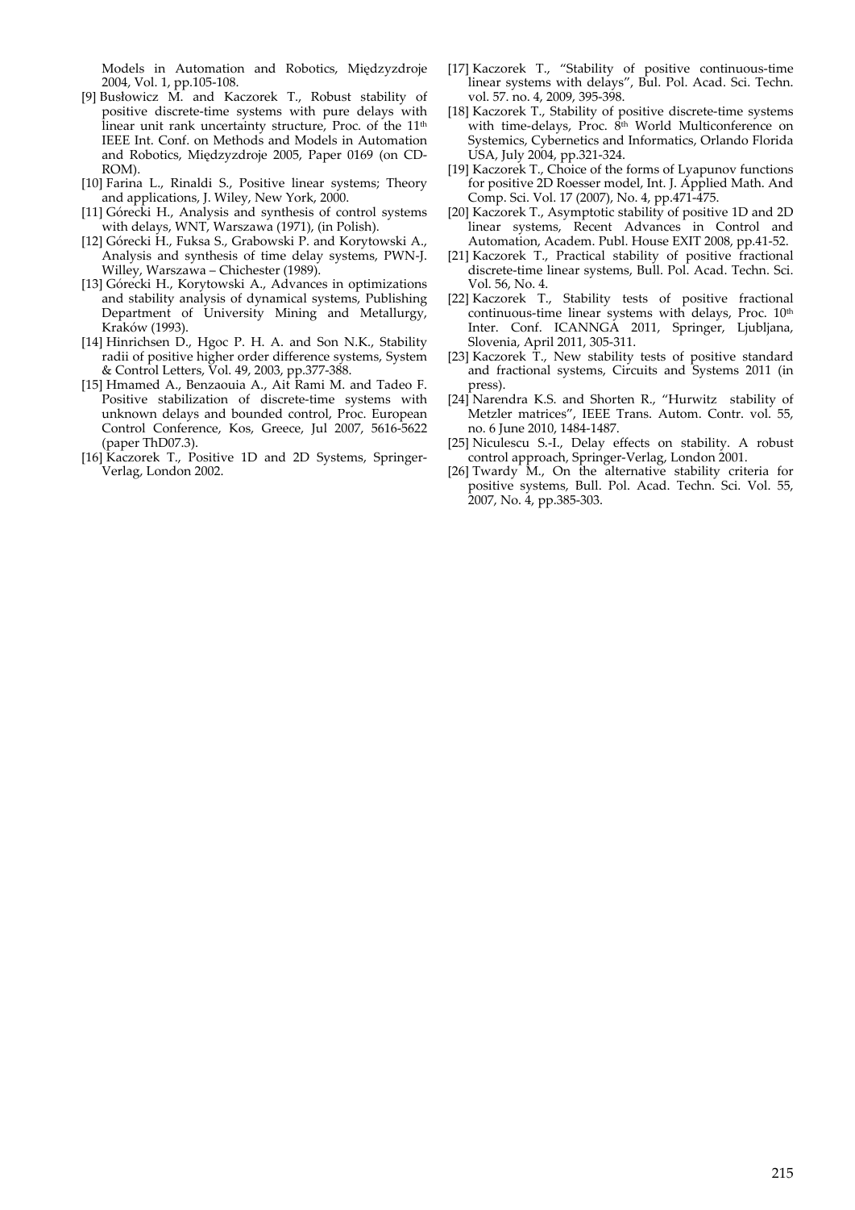Models in Automation and Robotics, Międzyzdroje 2004, Vol. 1, pp.105-108.

[9] Busłowicz M. and Kaczorek T., Robust stability of positive discrete-time systems with pure delays with linear unit rank uncertainty structure, Proc. of the 11th IEEE Int. Conf. on Methods and Models in Automation and Robotics, Międzyzdroje 2005, Paper 0169 (on CD-ROM).

[10] Farina L., Rinaldi S., Positive linear systems; Theory and applications, J. Wiley, New York, 2000.

[11] Górecki H., Analysis and synthesis of control systems with delays, WNT, Warszawa (1971), (in Polish).

[12] Górecki H., Fuksa S., Grabowski P. and Korytowski A., Analysis and synthesis of time delay systems, PWN-J. Willey, Warszawa – Chichester (1989).

[13] Górecki H., Korytowski A., Advances in optimizations and stability analysis of dynamical systems, Publishing Department of University Mining and Metallurgy, Kraków (1993).

[14] Hinrichsen D., Hgoc P. H. A. and Son N.K., Stability radii of positive higher order difference systems, System & Control Letters, Vol. 49, 2003, pp.377-388.

[15] Hmamed A., Benzaouia A., Ait Rami M. and Tadeo F. Positive stabilization of discrete-time systems with unknown delays and bounded control, Proc. European Control Conference, Kos, Greece, Jul 2007, 5616-5622 (paper ThD07.3).

[16] Kaczorek T., Positive 1D and 2D Systems, Springer-Verlag, London 2002.

[17] Kaczorek T., "Stability of positive continuous-time linear systems with delays", Bul. Pol. Acad. Sci. Techn. vol. 57. no. 4, 2009, 395-398.

[18] Kaczorek T., Stability of positive discrete-time systems with time-delays, Proc. 8th World Multiconference on Systemics, Cybernetics and Informatics, Orlando Florida USA, July 2004, pp.321-324.

[19] Kaczorek T., Choice of the forms of Lyapunov functions for positive 2D Roesser model, Int. J. Applied Math. And Comp. Sci. Vol. 17 (2007), No. 4, pp.471-475.

[20] Kaczorek T., Asymptotic stability of positive 1D and 2D linear systems, Recent Advances in Control and Automation, Academ. Publ. House EXIT 2008, pp.41-52.

[21] Kaczorek T., Practical stability of positive fractional discrete-time linear systems, Bull. Pol. Acad. Techn. Sci. Vol. 56, No. 4.

[22] Kaczorek T., Stability tests of positive fractional continuous-time linear systems with delays, Proc. 10th Inter. Conf. ICANNGA 2011, Springer, Ljubljana, Slovenia, April 2011, 305-311.

[23] Kaczorek T., New stability tests of positive standard and fractional systems, Circuits and Systems 2011 (in press).

[24] Narendra K.S. and Shorten R., "Hurwitz stability of Metzler matrices", IEEE Trans. Autom. Contr. vol. 55, no. 6 June 2010, 1484-1487.

[25] Niculescu S.-I., Delay effects on stability. A robust control approach, Springer-Verlag, London 2001.

[26] Twardy M., On the alternative stability criteria for positive systems, Bull. Pol. Acad. Techn. Sci. Vol. 55, 2007, No. 4, pp.385-303.